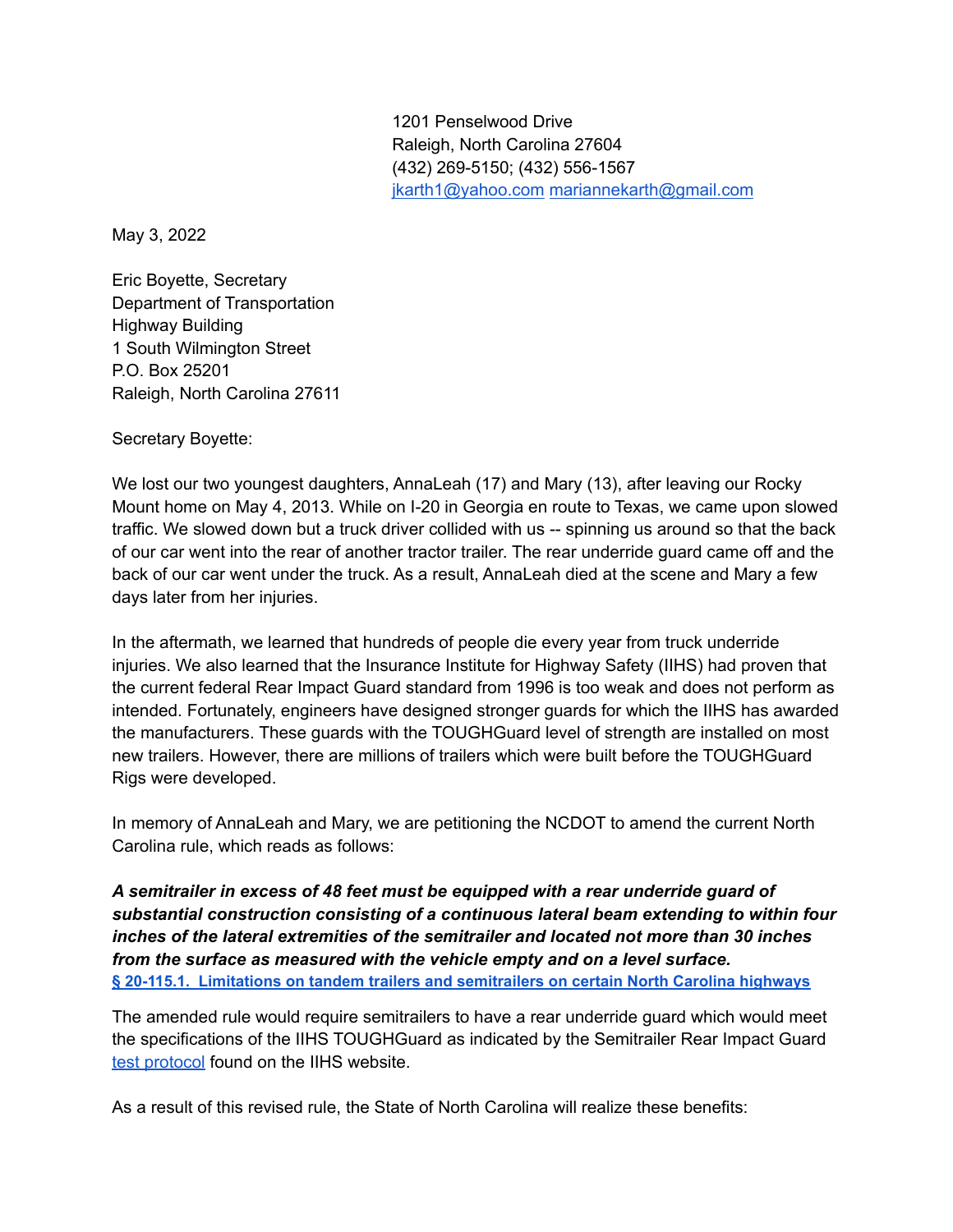1201 Penselwood Drive
Raleigh, North Carolina 27604
(432) 269-5150; (432) 556-1567
[jkarth1@yahoo.com](mailto:jkarth1@yahoo.com) [mariannekarth@gmail.com](mailto:mariannekarth@gmail.com)

May 3, 2022

Eric Boyette, Secretary
Department of Transportation
Highway Building
1 South Wilmington Street
P.O. Box 25201
Raleigh, North Carolina 27611

Secretary Boyette:

We lost our two youngest daughters, AnnaLeah (17) and Mary (13), after leaving our Rocky Mount home on May 4, 2013. While on I-20 in Georgia en route to Texas, we came upon slowed traffic. We slowed down but a truck driver collided with us -- spinning us around so that the back of our car went into the rear of another tractor trailer. The rear underride guard came off and the back of our car went under the truck. As a result, AnnaLeah died at the scene and Mary a few days later from her injuries.

In the aftermath, we learned that hundreds of people die every year from truck underride injuries. We also learned that the Insurance Institute for Highway Safety (IIHS) had proven that the current federal Rear Impact Guard standard from 1996 is too weak and does not perform as intended. Fortunately, engineers have designed stronger guards for which the IIHS has awarded the manufacturers. These guards with the TOUGHGuard level of strength are installed on most new trailers. However, there are millions of trailers which were built before the TOUGHGuard Rigs were developed.

In memory of AnnaLeah and Mary, we are petitioning the NCDOT to amend the current North Carolina rule, which reads as follows:

***A semitrailer in excess of 48 feet must be equipped with a rear underride guard of substantial construction consisting of a continuous lateral beam extending to within four inches of the lateral extremities of the semitrailer and located not more than 30 inches from the surface as measured with the vehicle empty and on a level surface.***
**§ 20-115.1. Limitations on tandem trailers and semitrailers on certain North Carolina highways**

The amended rule would require semitrailers to have a rear underride guard which would meet the specifications of the IIHS TOUGHGuard as indicated by the Semitrailer Rear Impact Guard test protocol found on the IIHS website.

As a result of this revised rule, the State of North Carolina will realize these benefits: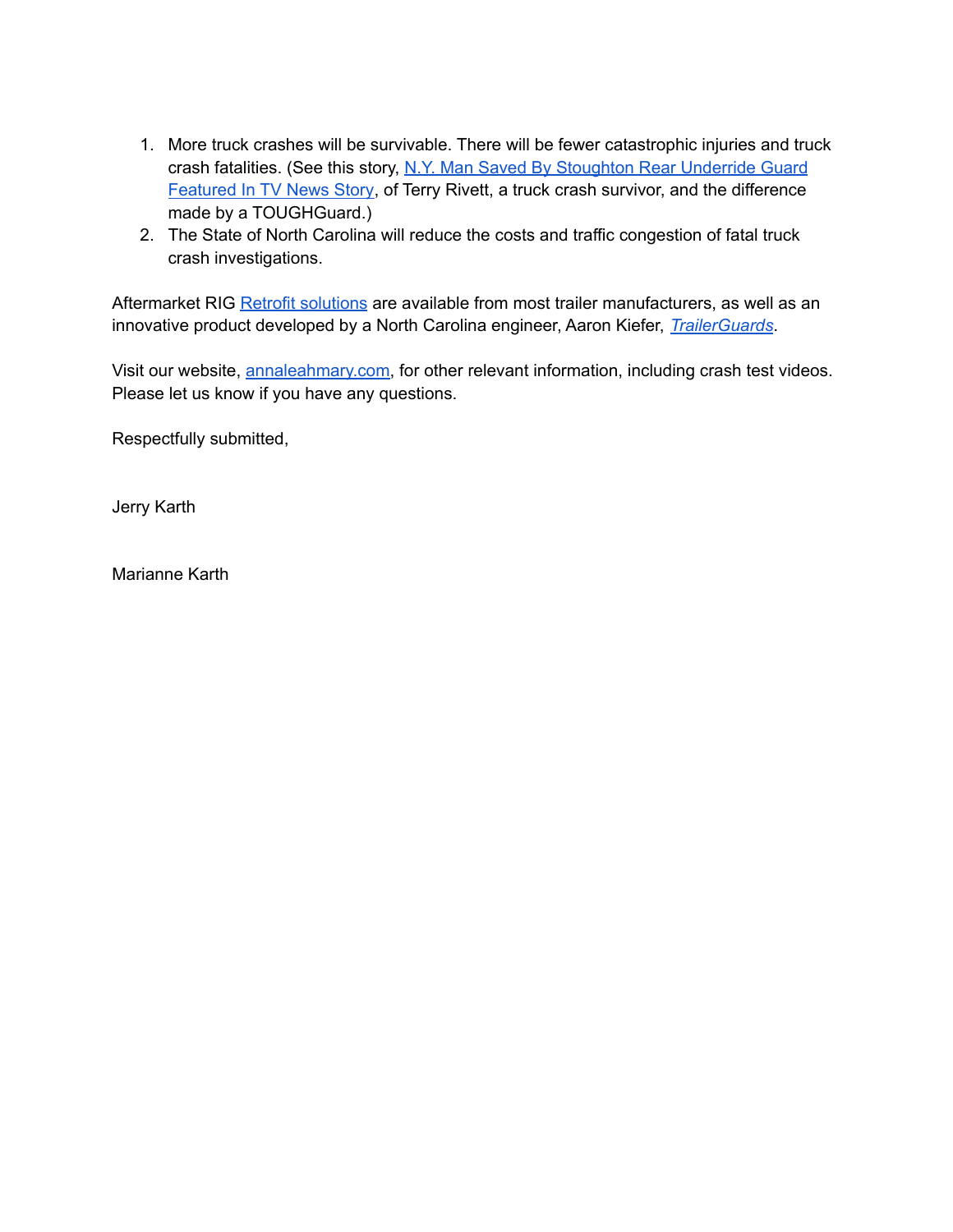1. More truck crashes will be survivable. There will be fewer catastrophic injuries and truck crash fatalities. (See this story, N.Y. Man Saved By Stoughton Rear Underride Guard Featured In TV News Story, of Terry Rivett, a truck crash survivor, and the difference made by a TOUGHGuard.)
2. The State of North Carolina will reduce the costs and traffic congestion of fatal truck crash investigations.

Aftermarket RIG Retrofit solutions are available from most trailer manufacturers, as well as an innovative product developed by a North Carolina engineer, Aaron Kiefer, *TrailerGuards*.

Visit our website, annaleahmary.com, for other relevant information, including crash test videos. Please let us know if you have any questions.

Respectfully submitted,

Jerry Karth

Marianne Karth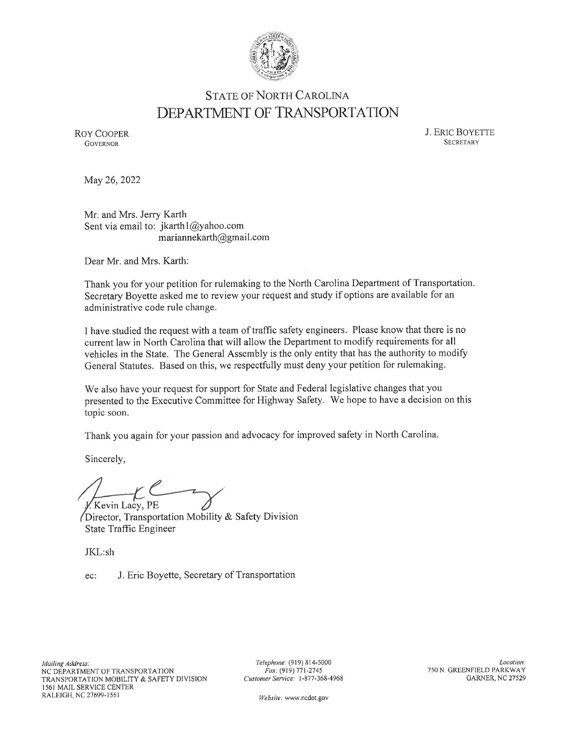# STATE OF NORTH CAROLINA
## DEPARTMENT OF TRANSPORTATION

ROY COOPER
GOVERNOR

J. ERIC BOYETTE
SECRETARY

May 26, 2022

Mr. and Mrs. Jerry Karth
Sent via email to: jkarth1@yahoo.com
mariannekarth@gmail.com

Dear Mr. and Mrs. Karth:

Thank you for your petition for rulemaking to the North Carolina Department of Transportation. Secretary Boyette asked me to review your request and study if options are available for an administrative code rule change.

I have studied the request with a team of traffic safety engineers. Please know that there is no current law in North Carolina that will allow the Department to modify requirements for all vehicles in the State. The General Assembly is the only entity that has the authority to modify General Statutes. Based on this, we respectfully must deny your petition for rulemaking.

We also have your request for support for State and Federal legislative changes that you presented to the Executive Committee for Highway Safety. We hope to have a decision on this topic soon.

Thank you again for your passion and advocacy for improved safety in North Carolina.

Sincerely,

J. Kevin Lacy, PE
Director, Transportation Mobility & Safety Division
State Traffic Engineer

JKL:sh

ec: J. Eric Boyette, Secretary of Transportation

*Mailing Address:*
NC DEPARTMENT OF TRANSPORTATION
TRANSPORTATION MOBILITY & SAFETY DIVISION
1561 MAIL SERVICE CENTER
RALEIGH, NC 27699-1561

*Telephone:* (919) 814-5000
*Fax:* (919) 771-2745
*Customer Service:* 1-877-368-4968

*Website:* www.ncdot.gov

*Location:*
750 N. GREENFIELD PARKWAY
GARNER, NC 27529